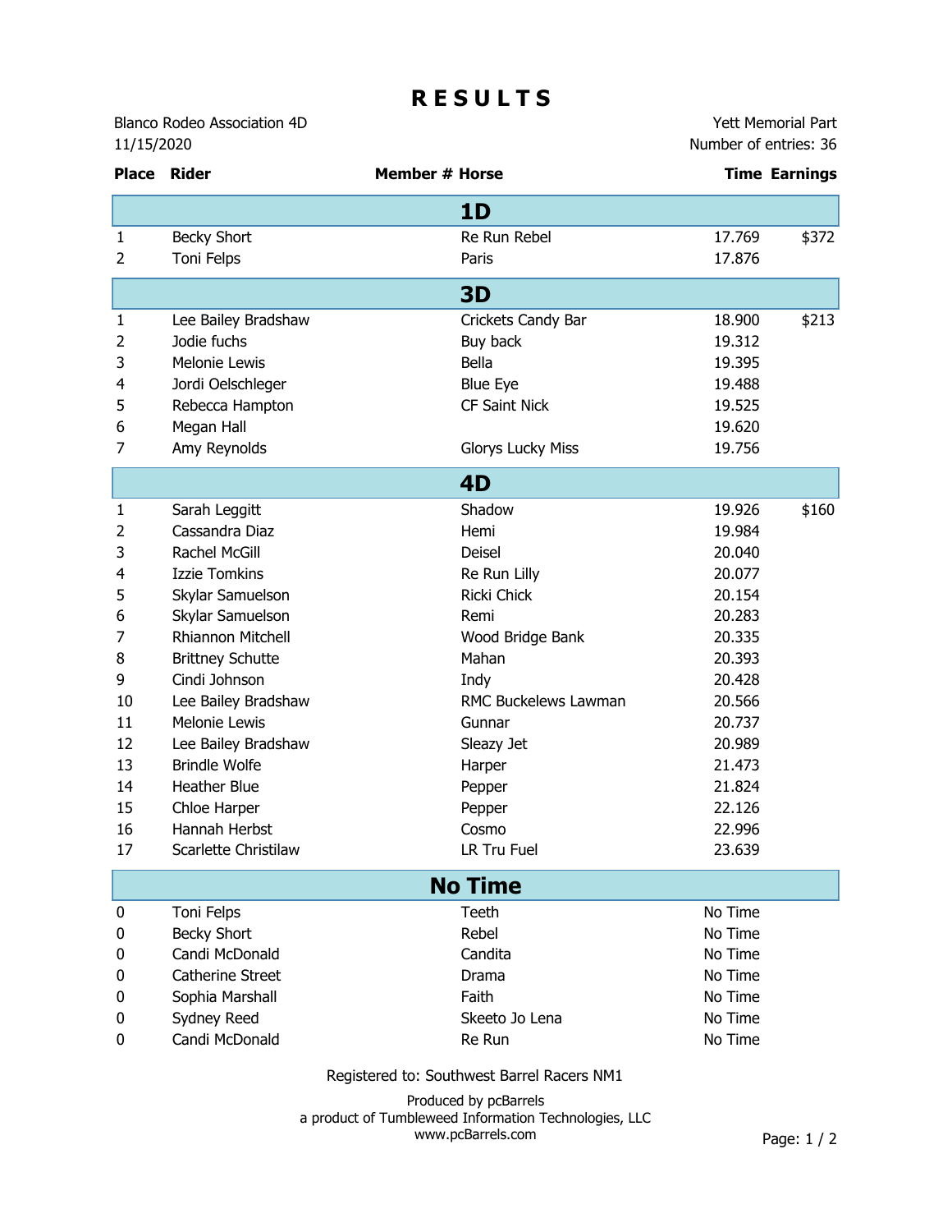# RESULTS

Blanco Rodeo Association 4D
11/15/2020

Yett Memorial Part
Number of entries: 36

| Place | Rider | Member # | Horse | Time | Earnings |
|---|---|---|---|---|---|
| **1D** | | | | | |
| 1 | Becky Short | | Re Run Rebel | 17.769 | $372 |
| 2 | Toni Felps | | Paris | 17.876 | |
| **3D** | | | | | |
| 1 | Lee Bailey Bradshaw | | Crickets Candy Bar | 18.900 | $213 |
| 2 | Jodie fuchs | | Buy back | 19.312 | |
| 3 | Melonie Lewis | | Bella | 19.395 | |
| 4 | Jordi Oelschleger | | Blue Eye | 19.488 | |
| 5 | Rebecca Hampton | | CF Saint Nick | 19.525 | |
| 6 | Megan Hall | | | 19.620 | |
| 7 | Amy Reynolds | | Glorys Lucky Miss | 19.756 | |
| **4D** | | | | | |
| 1 | Sarah Leggitt | | Shadow | 19.926 | $160 |
| 2 | Cassandra Diaz | | Hemi | 19.984 | |
| 3 | Rachel McGill | | Deisel | 20.040 | |
| 4 | Izzie Tomkins | | Re Run Lilly | 20.077 | |
| 5 | Skylar Samuelson | | Ricki Chick | 20.154 | |
| 6 | Skylar Samuelson | | Remi | 20.283 | |
| 7 | Rhiannon Mitchell | | Wood Bridge Bank | 20.335 | |
| 8 | Brittney Schutte | | Mahan | 20.393 | |
| 9 | Cindi Johnson | | Indy | 20.428 | |
| 10 | Lee Bailey Bradshaw | | RMC Buckelews Lawman | 20.566 | |
| 11 | Melonie Lewis | | Gunnar | 20.737 | |
| 12 | Lee Bailey Bradshaw | | Sleazy Jet | 20.989 | |
| 13 | Brindle Wolfe | | Harper | 21.473 | |
| 14 | Heather Blue | | Pepper | 21.824 | |
| 15 | Chloe Harper | | Pepper | 22.126 | |
| 16 | Hannah Herbst | | Cosmo | 22.996 | |
| 17 | Scarlette Christilaw | | LR Tru Fuel | 23.639 | |
| **No Time** | | | | | |
| 0 | Toni Felps | | Teeth | No Time | |
| 0 | Becky Short | | Rebel | No Time | |
| 0 | Candi McDonald | | Candita | No Time | |
| 0 | Catherine Street | | Drama | No Time | |
| 0 | Sophia Marshall | | Faith | No Time | |
| 0 | Sydney Reed | | Skeeto Jo Lena | No Time | |
| 0 | Candi McDonald | | Re Run | No Time | |

Registered to: Southwest Barrel Racers NM1

Produced by pcBarrels
a product of Tumbleweed Information Technologies, LLC
www.pcBarrels.com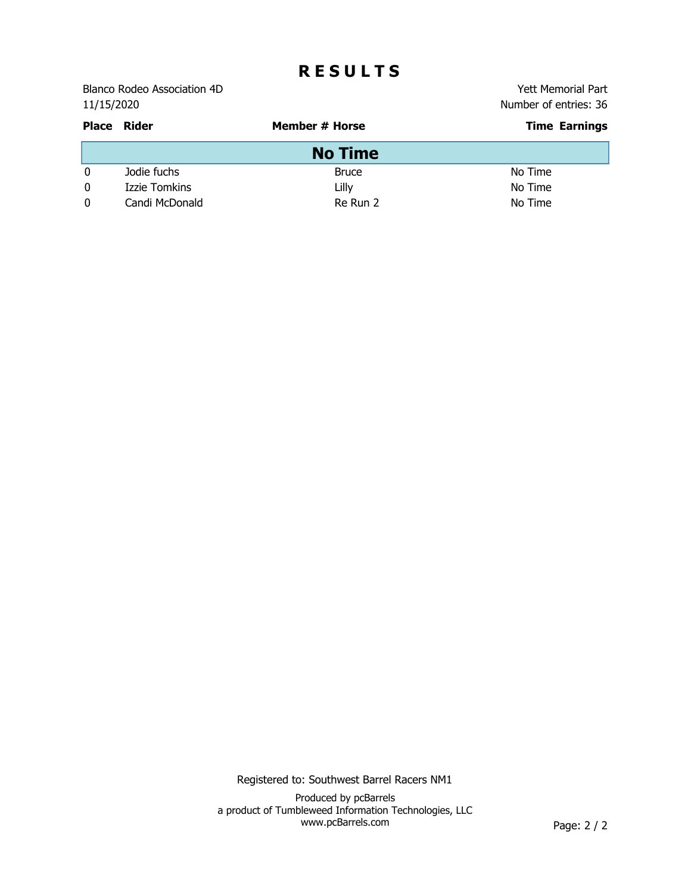# R E S U L T S

Blanco Rodeo Association 4D
11/15/2020

Yett Memorial Part
Number of entries: 36

| Place | Rider | Member # | Horse | Time | Earnings |
|---|---|---|---|---|---|
| **No Time** | | | | | |
| 0 | Jodie fuchs | | Bruce | No Time | |
| 0 | Izzie Tomkins | | Lilly | No Time | |
| 0 | Candi McDonald | | Re Run 2 | No Time | |

Registered to: Southwest Barrel Racers NM1

Produced by pcBarrels
a product of Tumbleweed Information Technologies, LLC
www.pcBarrels.com